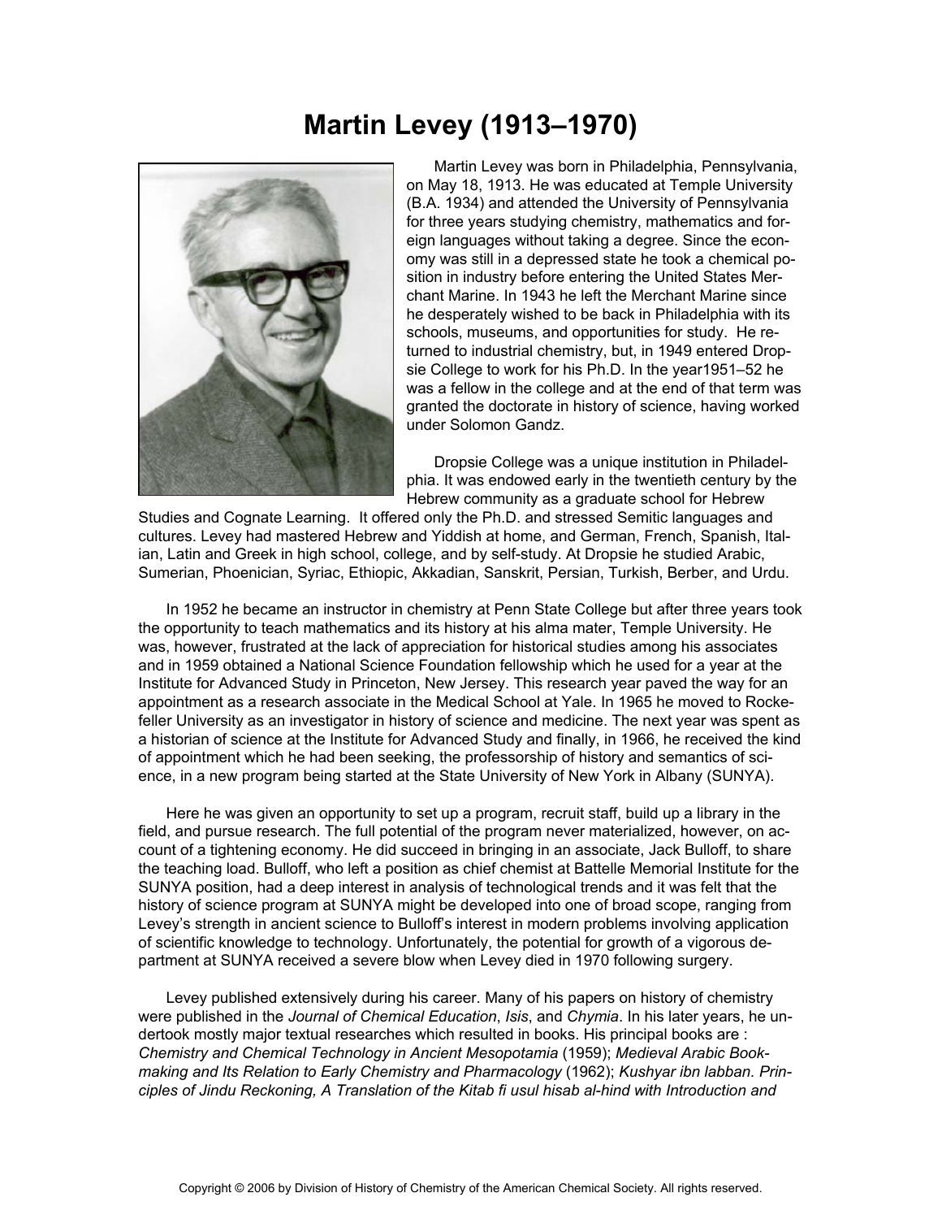# Martin Levey (1913–1970)

Martin Levey was born in Philadelphia, Pennsylvania, on May 18, 1913. He was educated at Temple University (B.A. 1934) and attended the University of Pennsylvania for three years studying chemistry, mathematics and foreign languages without taking a degree. Since the economy was still in a depressed state he took a chemical position in industry before entering the United States Merchant Marine. In 1943 he left the Merchant Marine since he desperately wished to be back in Philadelphia with its schools, museums, and opportunities for study. He returned to industrial chemistry, but, in 1949 entered Dropsie College to work for his Ph.D. In the year1951–52 he was a fellow in the college and at the end of that term was granted the doctorate in history of science, having worked under Solomon Gandz.

Dropsie College was a unique institution in Philadelphia. It was endowed early in the twentieth century by the Hebrew community as a graduate school for Hebrew Studies and Cognate Learning. It offered only the Ph.D. and stressed Semitic languages and cultures. Levey had mastered Hebrew and Yiddish at home, and German, French, Spanish, Italian, Latin and Greek in high school, college, and by self-study. At Dropsie he studied Arabic, Sumerian, Phoenician, Syriac, Ethiopic, Akkadian, Sanskrit, Persian, Turkish, Berber, and Urdu.

In 1952 he became an instructor in chemistry at Penn State College but after three years took the opportunity to teach mathematics and its history at his alma mater, Temple University. He was, however, frustrated at the lack of appreciation for historical studies among his associates and in 1959 obtained a National Science Foundation fellowship which he used for a year at the Institute for Advanced Study in Princeton, New Jersey. This research year paved the way for an appointment as a research associate in the Medical School at Yale. In 1965 he moved to Rockefeller University as an investigator in history of science and medicine. The next year was spent as a historian of science at the Institute for Advanced Study and finally, in 1966, he received the kind of appointment which he had been seeking, the professorship of history and semantics of science, in a new program being started at the State University of New York in Albany (SUNYA).

Here he was given an opportunity to set up a program, recruit staff, build up a library in the field, and pursue research. The full potential of the program never materialized, however, on account of a tightening economy. He did succeed in bringing in an associate, Jack Bulloff, to share the teaching load. Bulloff, who left a position as chief chemist at Battelle Memorial Institute for the SUNYA position, had a deep interest in analysis of technological trends and it was felt that the history of science program at SUNYA might be developed into one of broad scope, ranging from Levey's strength in ancient science to Bulloff's interest in modern problems involving application of scientific knowledge to technology. Unfortunately, the potential for growth of a vigorous department at SUNYA received a severe blow when Levey died in 1970 following surgery.

Levey published extensively during his career. Many of his papers on history of chemistry were published in the *Journal of Chemical Education*, *Isis*, and *Chymia*. In his later years, he undertook mostly major textual researches which resulted in books. His principal books are : *Chemistry and Chemical Technology in Ancient Mesopotamia* (1959); *Medieval Arabic Bookmaking and Its Relation to Early Chemistry and Pharmacology* (1962); *Kushyar ibn labban. Principles of Jindu Reckoning, A Translation of the Kitab fi usul hisab al-hind with Introduction and*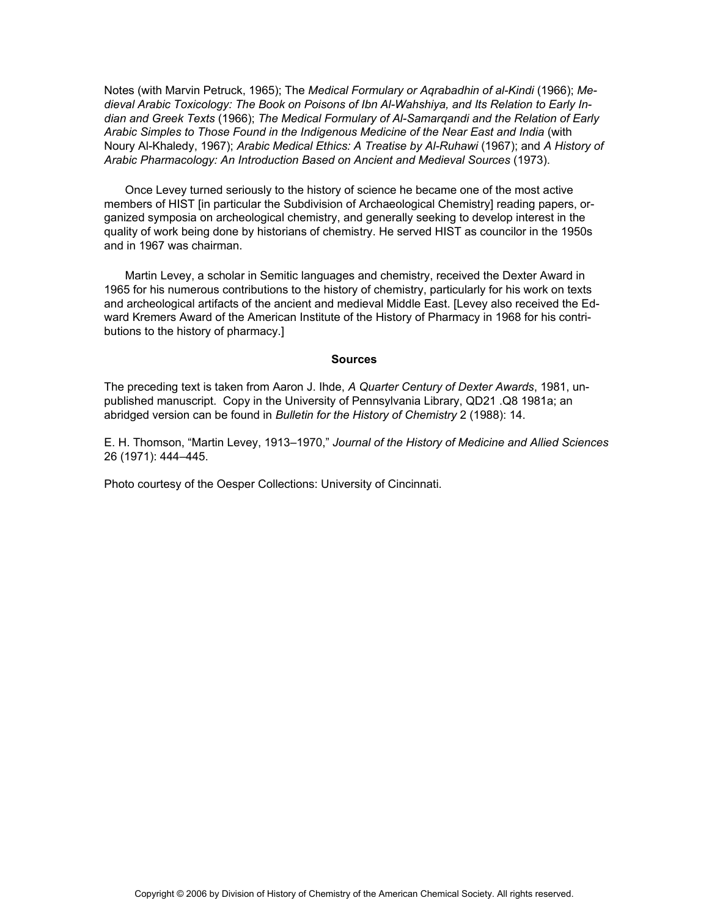Notes (with Marvin Petruck, 1965); The *Medical Formulary or Aqrabadhin of al-Kindi* (1966); *Medieval Arabic Toxicology: The Book on Poisons of Ibn Al-Wahshiya, and Its Relation to Early Indian and Greek Texts* (1966); *The Medical Formulary of Al-Samarqandi and the Relation of Early Arabic Simples to Those Found in the Indigenous Medicine of the Near East and India* (with Noury Al-Khaledy, 1967); *Arabic Medical Ethics: A Treatise by Al-Ruhawi* (1967); and *A History of Arabic Pharmacology: An Introduction Based on Ancient and Medieval Sources* (1973).

Once Levey turned seriously to the history of science he became one of the most active members of HIST [in particular the Subdivision of Archaeological Chemistry] reading papers, organized symposia on archeological chemistry, and generally seeking to develop interest in the quality of work being done by historians of chemistry. He served HIST as councilor in the 1950s and in 1967 was chairman.

Martin Levey, a scholar in Semitic languages and chemistry, received the Dexter Award in 1965 for his numerous contributions to the history of chemistry, particularly for his work on texts and archeological artifacts of the ancient and medieval Middle East. [Levey also received the Edward Kremers Award of the American Institute of the History of Pharmacy in 1968 for his contributions to the history of pharmacy.]

## Sources

The preceding text is taken from Aaron J. Ihde, *A Quarter Century of Dexter Awards*, 1981, unpublished manuscript. Copy in the University of Pennsylvania Library, QD21 .Q8 1981a; an abridged version can be found in *Bulletin for the History of Chemistry* 2 (1988): 14.

E. H. Thomson, "Martin Levey, 1913–1970," *Journal of the History of Medicine and Allied Sciences* 26 (1971): 444–445.

Photo courtesy of the Oesper Collections: University of Cincinnati.

Copyright © 2006 by Division of History of Chemistry of the American Chemical Society. All rights reserved.